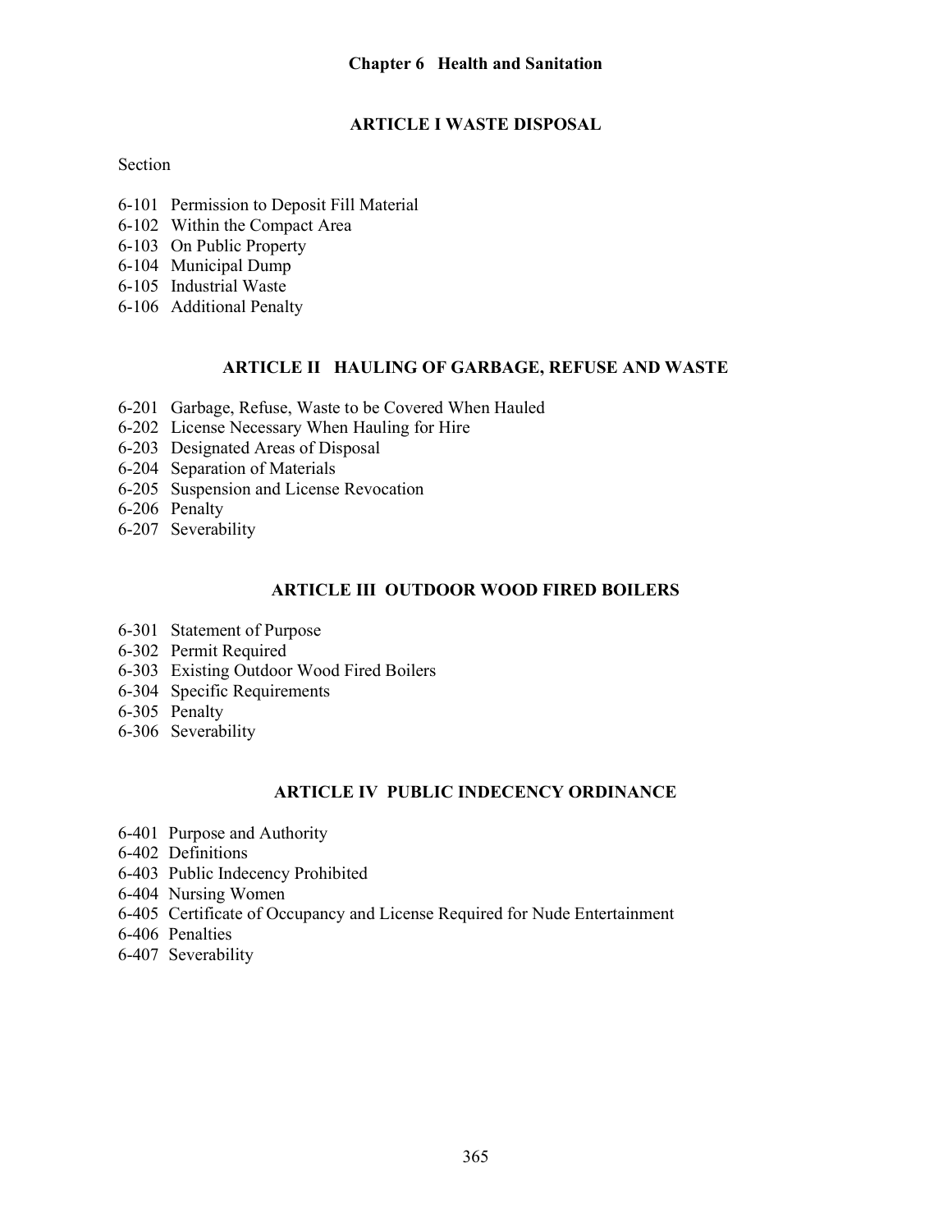# Chapter 6 Health and Sanitation

## ARTICLE I WASTE DISPOSAL

Section

6-101 Permission to Deposit Fill Material
6-102 Within the Compact Area
6-103 On Public Property
6-104 Municipal Dump
6-105 Industrial Waste
6-106 Additional Penalty

## ARTICLE II HAULING OF GARBAGE, REFUSE AND WASTE

6-201 Garbage, Refuse, Waste to be Covered When Hauled
6-202 License Necessary When Hauling for Hire
6-203 Designated Areas of Disposal
6-204 Separation of Materials
6-205 Suspension and License Revocation
6-206 Penalty
6-207 Severability

## ARTICLE III OUTDOOR WOOD FIRED BOILERS

6-301 Statement of Purpose
6-302 Permit Required
6-303 Existing Outdoor Wood Fired Boilers
6-304 Specific Requirements
6-305 Penalty
6-306 Severability

## ARTICLE IV PUBLIC INDECENCY ORDINANCE

6-401 Purpose and Authority
6-402 Definitions
6-403 Public Indecency Prohibited
6-404 Nursing Women
6-405 Certificate of Occupancy and License Required for Nude Entertainment
6-406 Penalties
6-407 Severability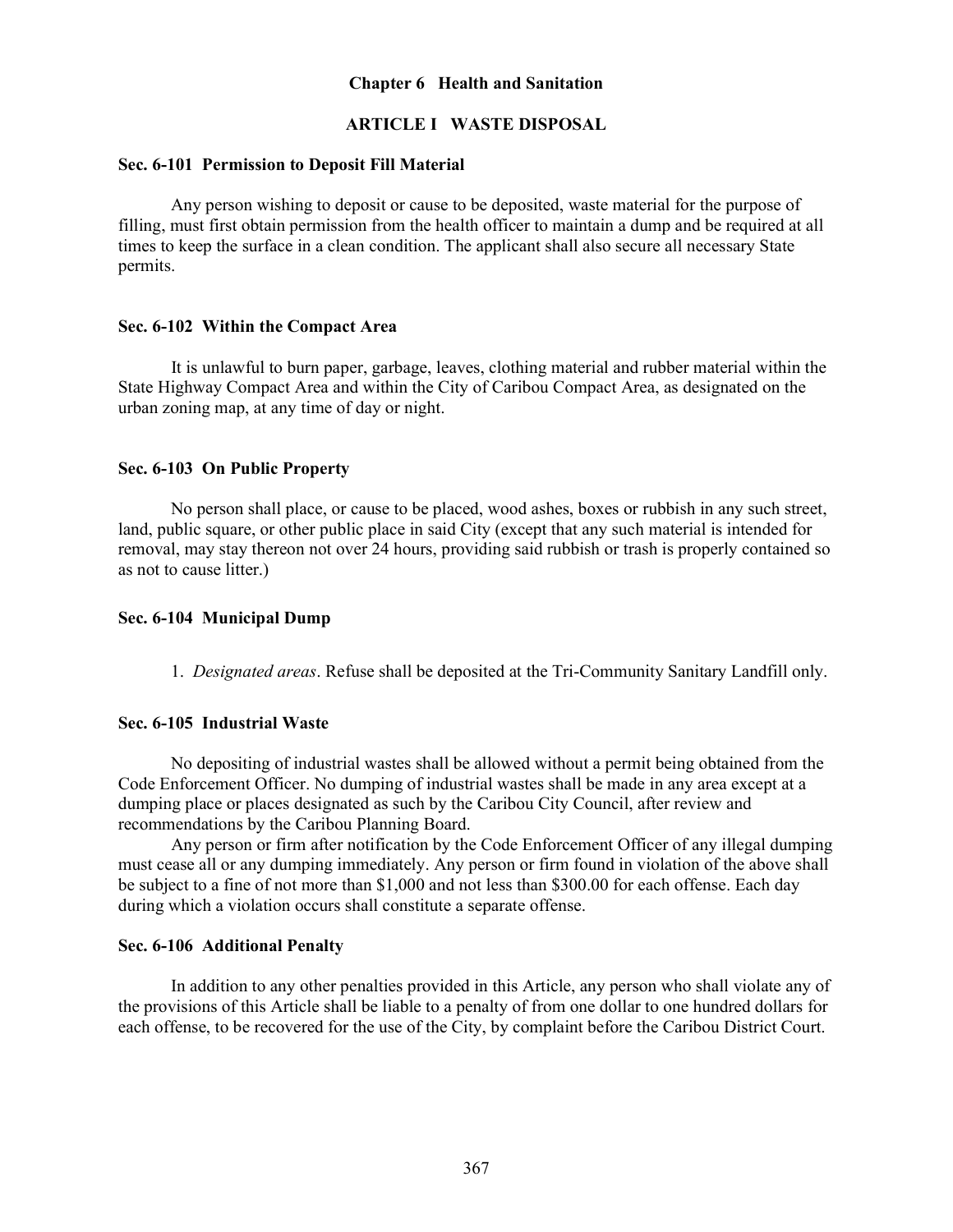# Chapter 6 Health and Sanitation

## ARTICLE I WASTE DISPOSAL

### Sec. 6-101 Permission to Deposit Fill Material

Any person wishing to deposit or cause to be deposited, waste material for the purpose of filling, must first obtain permission from the health officer to maintain a dump and be required at all times to keep the surface in a clean condition. The applicant shall also secure all necessary State permits.

### Sec. 6-102 Within the Compact Area

It is unlawful to burn paper, garbage, leaves, clothing material and rubber material within the State Highway Compact Area and within the City of Caribou Compact Area, as designated on the urban zoning map, at any time of day or night.

### Sec. 6-103 On Public Property

No person shall place, or cause to be placed, wood ashes, boxes or rubbish in any such street, land, public square, or other public place in said City (except that any such material is intended for removal, may stay thereon not over 24 hours, providing said rubbish or trash is properly contained so as not to cause litter.)

### Sec. 6-104 Municipal Dump

1. *Designated areas*. Refuse shall be deposited at the Tri-Community Sanitary Landfill only.

### Sec. 6-105 Industrial Waste

No depositing of industrial wastes shall be allowed without a permit being obtained from the Code Enforcement Officer. No dumping of industrial wastes shall be made in any area except at a dumping place or places designated as such by the Caribou City Council, after review and recommendations by the Caribou Planning Board.

Any person or firm after notification by the Code Enforcement Officer of any illegal dumping must cease all or any dumping immediately. Any person or firm found in violation of the above shall be subject to a fine of not more than $1,000 and not less than $300.00 for each offense. Each day during which a violation occurs shall constitute a separate offense.

### Sec. 6-106 Additional Penalty

In addition to any other penalties provided in this Article, any person who shall violate any of the provisions of this Article shall be liable to a penalty of from one dollar to one hundred dollars for each offense, to be recovered for the use of the City, by complaint before the Caribou District Court.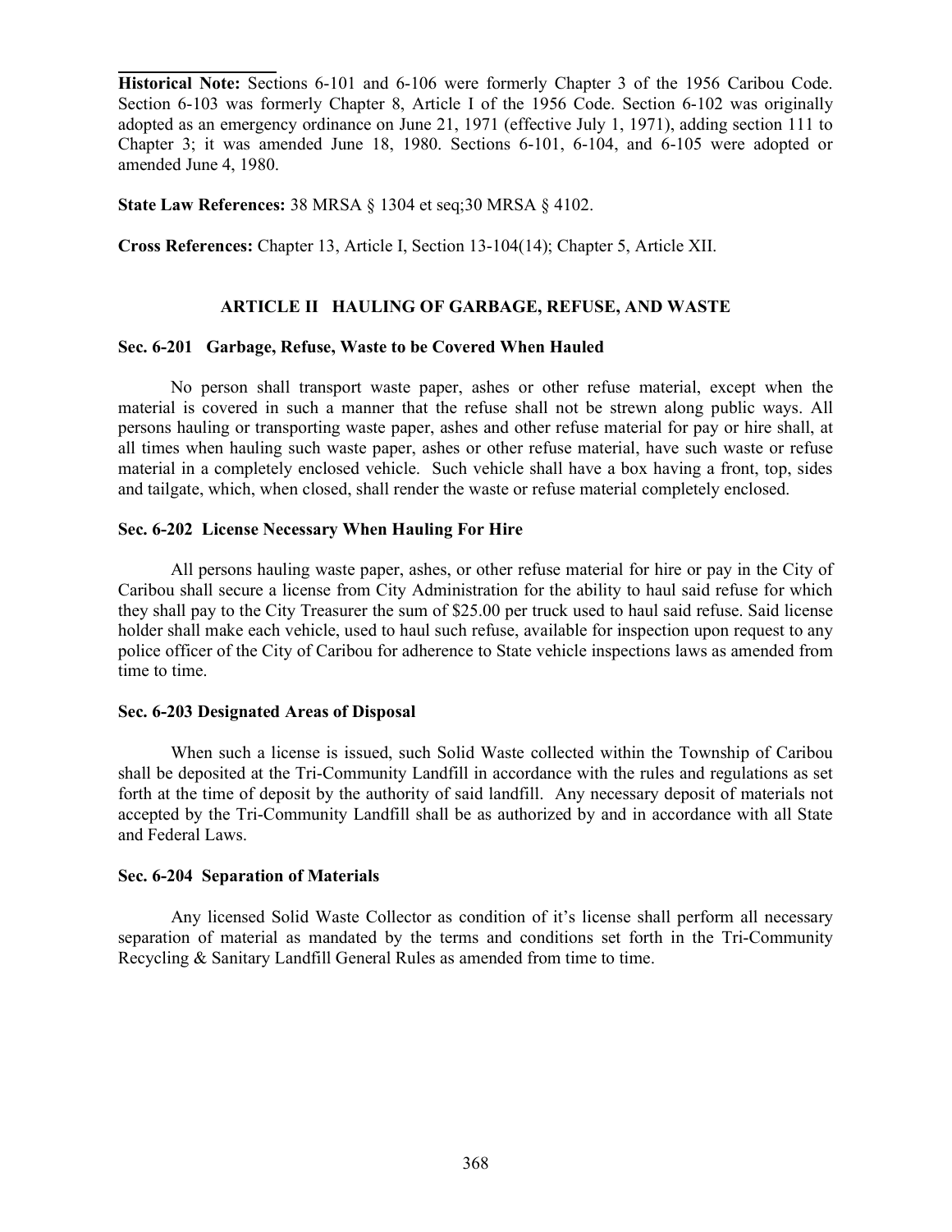**Historical Note:** Sections 6-101 and 6-106 were formerly Chapter 3 of the 1956 Caribou Code. Section 6-103 was formerly Chapter 8, Article I of the 1956 Code. Section 6-102 was originally adopted as an emergency ordinance on June 21, 1971 (effective July 1, 1971), adding section 111 to Chapter 3; it was amended June 18, 1980. Sections 6-101, 6-104, and 6-105 were adopted or amended June 4, 1980.

**State Law References:** 38 MRSA § 1304 et seq;30 MRSA § 4102.

**Cross References:** Chapter 13, Article I, Section 13-104(14); Chapter 5, Article XII.

## ARTICLE II HAULING OF GARBAGE, REFUSE, AND WASTE

### Sec. 6-201 Garbage, Refuse, Waste to be Covered When Hauled

No person shall transport waste paper, ashes or other refuse material, except when the material is covered in such a manner that the refuse shall not be strewn along public ways. All persons hauling or transporting waste paper, ashes and other refuse material for pay or hire shall, at all times when hauling such waste paper, ashes or other refuse material, have such waste or refuse material in a completely enclosed vehicle. Such vehicle shall have a box having a front, top, sides and tailgate, which, when closed, shall render the waste or refuse material completely enclosed.

### Sec. 6-202 License Necessary When Hauling For Hire

All persons hauling waste paper, ashes, or other refuse material for hire or pay in the City of Caribou shall secure a license from City Administration for the ability to haul said refuse for which they shall pay to the City Treasurer the sum of $25.00 per truck used to haul said refuse. Said license holder shall make each vehicle, used to haul such refuse, available for inspection upon request to any police officer of the City of Caribou for adherence to State vehicle inspections laws as amended from time to time.

### Sec. 6-203 Designated Areas of Disposal

When such a license is issued, such Solid Waste collected within the Township of Caribou shall be deposited at the Tri-Community Landfill in accordance with the rules and regulations as set forth at the time of deposit by the authority of said landfill. Any necessary deposit of materials not accepted by the Tri-Community Landfill shall be as authorized by and in accordance with all State and Federal Laws.

### Sec. 6-204 Separation of Materials

Any licensed Solid Waste Collector as condition of it's license shall perform all necessary separation of material as mandated by the terms and conditions set forth in the Tri-Community Recycling & Sanitary Landfill General Rules as amended from time to time.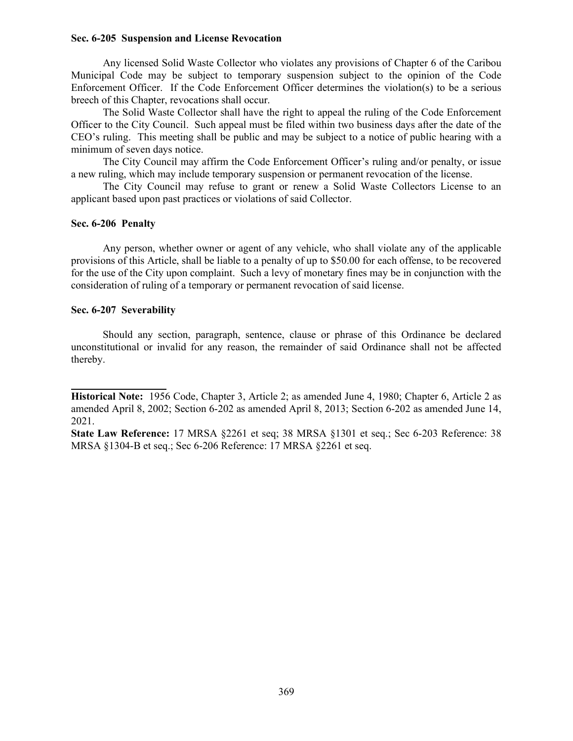**Sec. 6-205 Suspension and License Revocation**

Any licensed Solid Waste Collector who violates any provisions of Chapter 6 of the Caribou Municipal Code may be subject to temporary suspension subject to the opinion of the Code Enforcement Officer. If the Code Enforcement Officer determines the violation(s) to be a serious breech of this Chapter, revocations shall occur.

The Solid Waste Collector shall have the right to appeal the ruling of the Code Enforcement Officer to the City Council. Such appeal must be filed within two business days after the date of the CEO's ruling. This meeting shall be public and may be subject to a notice of public hearing with a minimum of seven days notice.

The City Council may affirm the Code Enforcement Officer's ruling and/or penalty, or issue a new ruling, which may include temporary suspension or permanent revocation of the license.

The City Council may refuse to grant or renew a Solid Waste Collectors License to an applicant based upon past practices or violations of said Collector.

**Sec. 6-206 Penalty**

Any person, whether owner or agent of any vehicle, who shall violate any of the applicable provisions of this Article, shall be liable to a penalty of up to $50.00 for each offense, to be recovered for the use of the City upon complaint. Such a levy of monetary fines may be in conjunction with the consideration of ruling of a temporary or permanent revocation of said license.

**Sec. 6-207 Severability**

Should any section, paragraph, sentence, clause or phrase of this Ordinance be declared unconstitutional or invalid for any reason, the remainder of said Ordinance shall not be affected thereby.

---

**Historical Note:** 1956 Code, Chapter 3, Article 2; as amended June 4, 1980; Chapter 6, Article 2 as amended April 8, 2002; Section 6-202 as amended April 8, 2013; Section 6-202 as amended June 14, 2021.

**State Law Reference:** 17 MRSA §2261 et seq; 38 MRSA §1301 et seq.; Sec 6-203 Reference: 38 MRSA §1304-B et seq.; Sec 6-206 Reference: 17 MRSA §2261 et seq.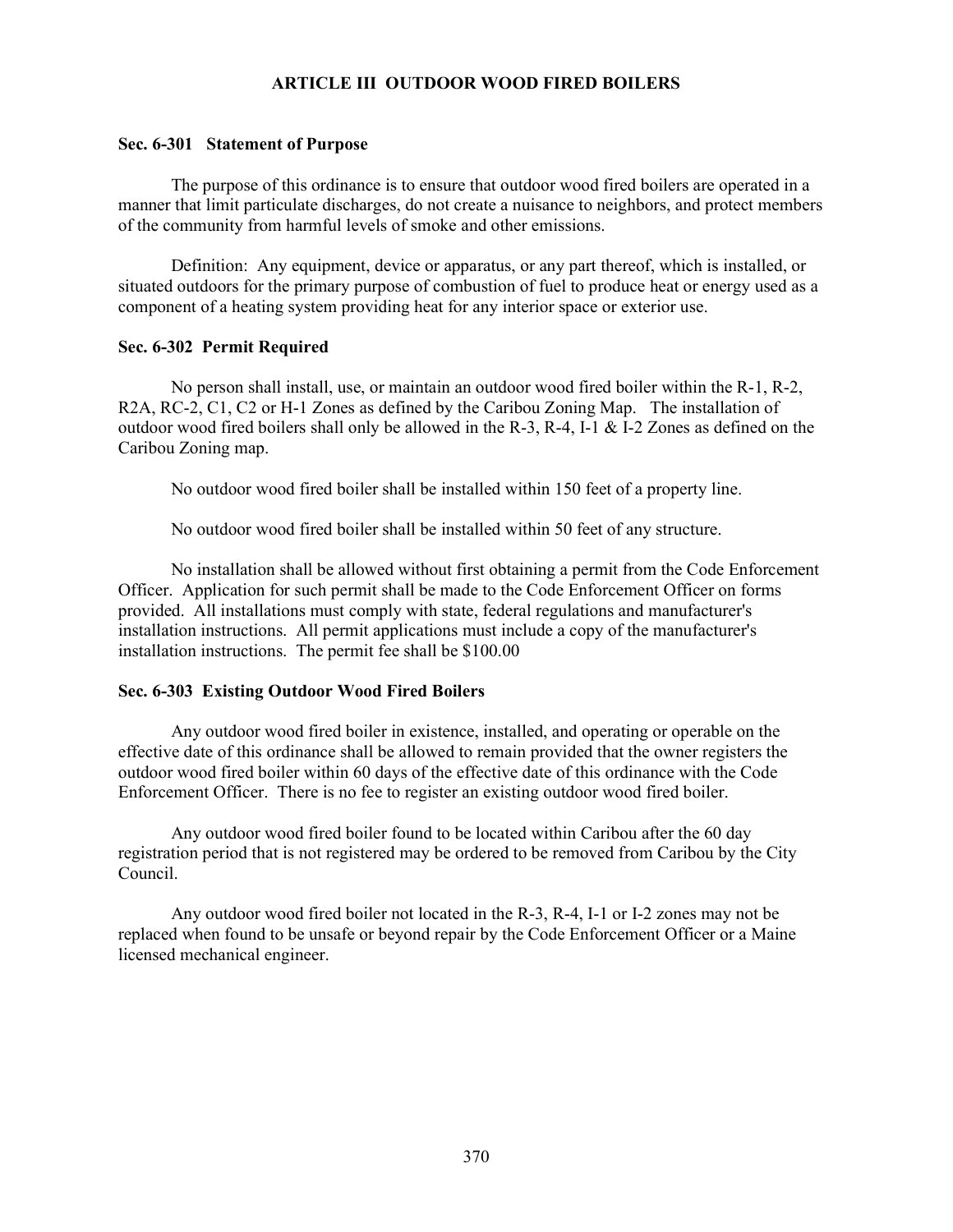# ARTICLE III OUTDOOR WOOD FIRED BOILERS

### Sec. 6-301 Statement of Purpose

The purpose of this ordinance is to ensure that outdoor wood fired boilers are operated in a manner that limit particulate discharges, do not create a nuisance to neighbors, and protect members of the community from harmful levels of smoke and other emissions.

Definition: Any equipment, device or apparatus, or any part thereof, which is installed, or situated outdoors for the primary purpose of combustion of fuel to produce heat or energy used as a component of a heating system providing heat for any interior space or exterior use.

### Sec. 6-302 Permit Required

No person shall install, use, or maintain an outdoor wood fired boiler within the R-1, R-2, R2A, RC-2, C1, C2 or H-1 Zones as defined by the Caribou Zoning Map. The installation of outdoor wood fired boilers shall only be allowed in the R-3, R-4, I-1 & I-2 Zones as defined on the Caribou Zoning map.

No outdoor wood fired boiler shall be installed within 150 feet of a property line.

No outdoor wood fired boiler shall be installed within 50 feet of any structure.

No installation shall be allowed without first obtaining a permit from the Code Enforcement Officer. Application for such permit shall be made to the Code Enforcement Officer on forms provided. All installations must comply with state, federal regulations and manufacturer's installation instructions. All permit applications must include a copy of the manufacturer's installation instructions. The permit fee shall be $100.00

### Sec. 6-303 Existing Outdoor Wood Fired Boilers

Any outdoor wood fired boiler in existence, installed, and operating or operable on the effective date of this ordinance shall be allowed to remain provided that the owner registers the outdoor wood fired boiler within 60 days of the effective date of this ordinance with the Code Enforcement Officer. There is no fee to register an existing outdoor wood fired boiler.

Any outdoor wood fired boiler found to be located within Caribou after the 60 day registration period that is not registered may be ordered to be removed from Caribou by the City Council.

Any outdoor wood fired boiler not located in the R-3, R-4, I-1 or I-2 zones may not be replaced when found to be unsafe or beyond repair by the Code Enforcement Officer or a Maine licensed mechanical engineer.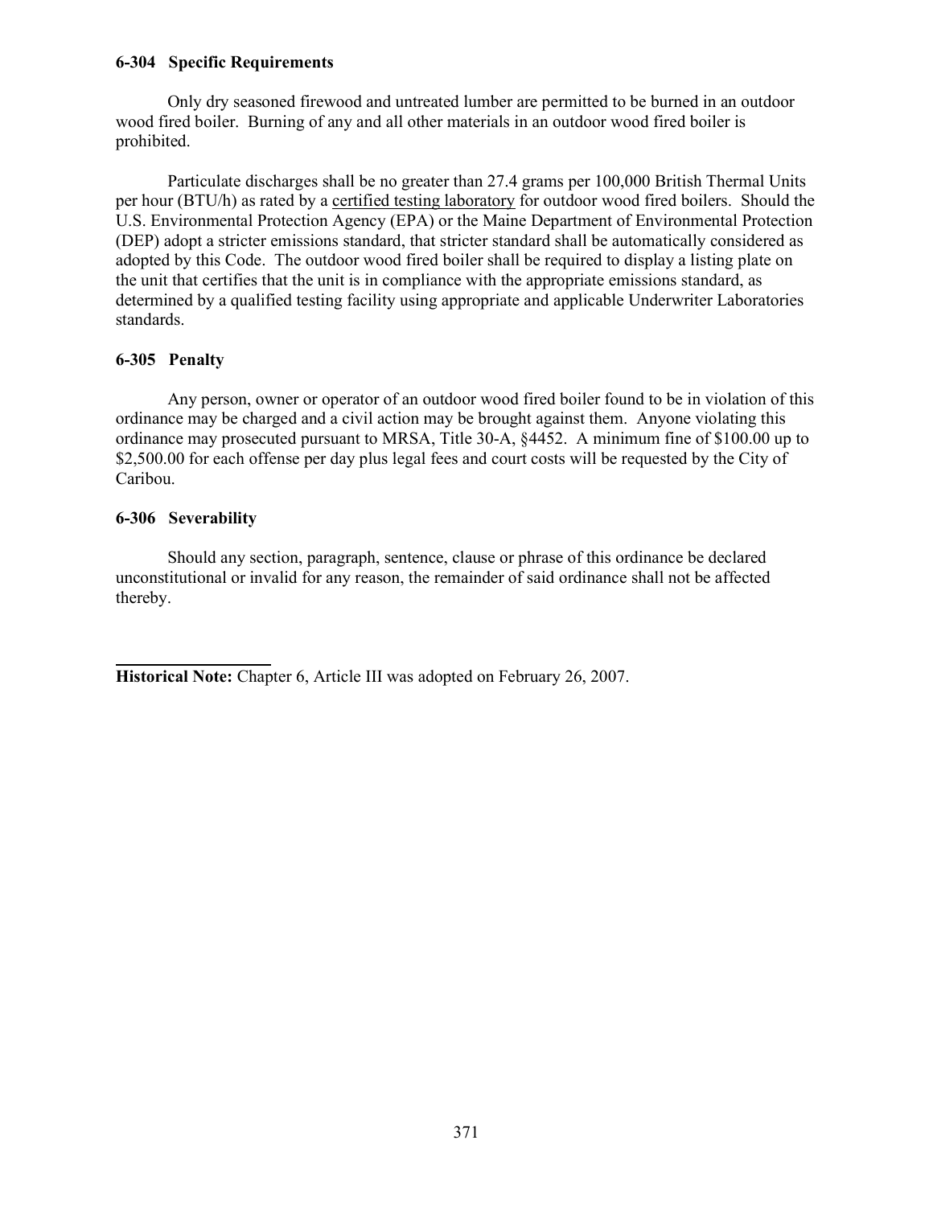### 6-304 Specific Requirements

Only dry seasoned firewood and untreated lumber are permitted to be burned in an outdoor wood fired boiler. Burning of any and all other materials in an outdoor wood fired boiler is prohibited.

Particulate discharges shall be no greater than 27.4 grams per 100,000 British Thermal Units per hour (BTU/h) as rated by a <u>certified testing laboratory</u> for outdoor wood fired boilers. Should the U.S. Environmental Protection Agency (EPA) or the Maine Department of Environmental Protection (DEP) adopt a stricter emissions standard, that stricter standard shall be automatically considered as adopted by this Code. The outdoor wood fired boiler shall be required to display a listing plate on the unit that certifies that the unit is in compliance with the appropriate emissions standard, as determined by a qualified testing facility using appropriate and applicable Underwriter Laboratories standards.

### 6-305 Penalty

Any person, owner or operator of an outdoor wood fired boiler found to be in violation of this ordinance may be charged and a civil action may be brought against them. Anyone violating this ordinance may prosecuted pursuant to MRSA, Title 30-A, §4452. A minimum fine of $100.00 up to $2,500.00 for each offense per day plus legal fees and court costs will be requested by the City of Caribou.

### 6-306 Severability

Should any section, paragraph, sentence, clause or phrase of this ordinance be declared unconstitutional or invalid for any reason, the remainder of said ordinance shall not be affected thereby.

---

**Historical Note:** Chapter 6, Article III was adopted on February 26, 2007.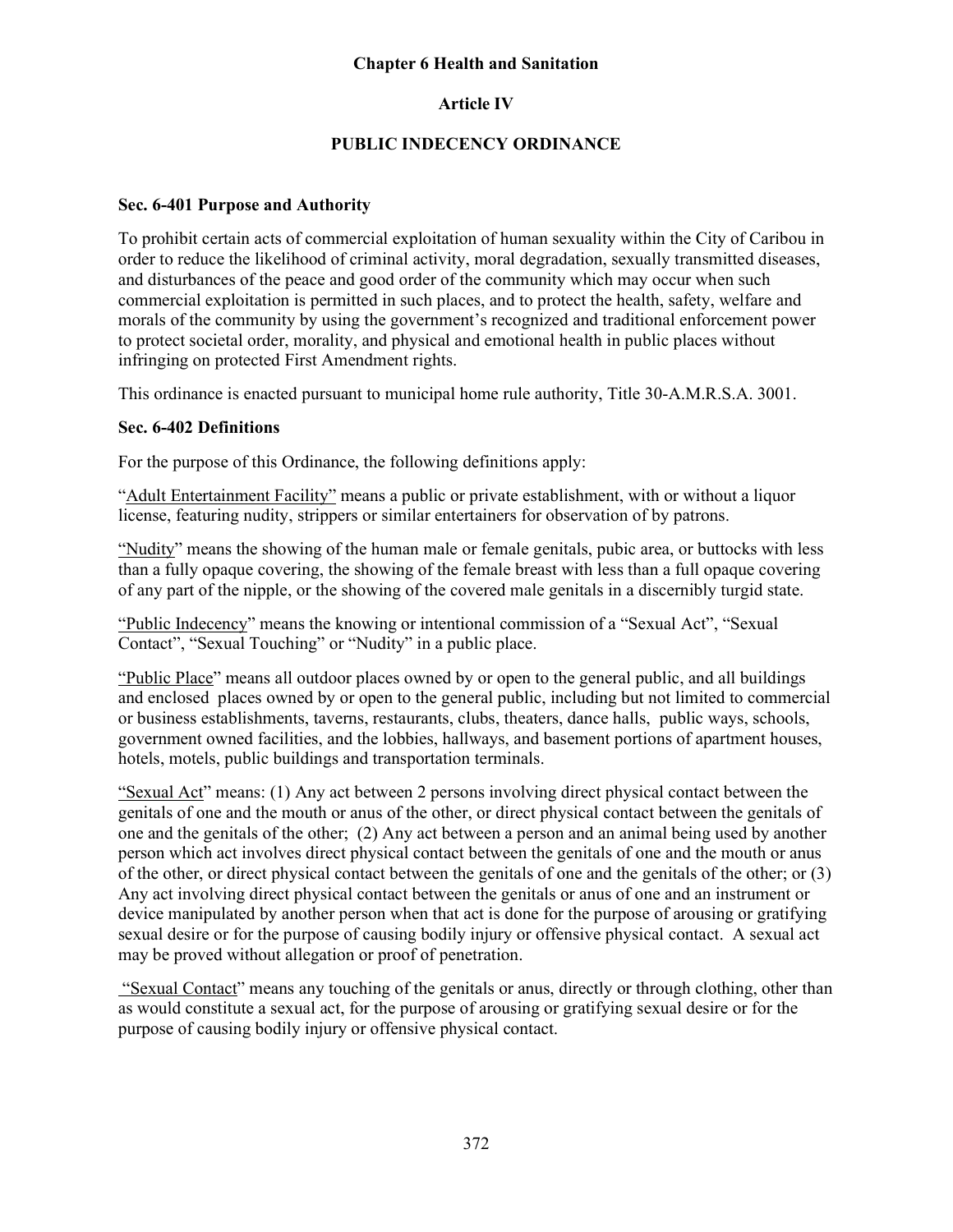# Chapter 6 Health and Sanitation

## Article IV

## PUBLIC INDECENCY ORDINANCE

### Sec. 6-401 Purpose and Authority

To prohibit certain acts of commercial exploitation of human sexuality within the City of Caribou in order to reduce the likelihood of criminal activity, moral degradation, sexually transmitted diseases, and disturbances of the peace and good order of the community which may occur when such commercial exploitation is permitted in such places, and to protect the health, safety, welfare and morals of the community by using the government's recognized and traditional enforcement power to protect societal order, morality, and physical and emotional health in public places without infringing on protected First Amendment rights.

This ordinance is enacted pursuant to municipal home rule authority, Title 30-A.M.R.S.A. 3001.

### Sec. 6-402 Definitions

For the purpose of this Ordinance, the following definitions apply:

"Adult Entertainment Facility" means a public or private establishment, with or without a liquor license, featuring nudity, strippers or similar entertainers for observation of by patrons.

"Nudity" means the showing of the human male or female genitals, pubic area, or buttocks with less than a fully opaque covering, the showing of the female breast with less than a full opaque covering of any part of the nipple, or the showing of the covered male genitals in a discernibly turgid state.

"Public Indecency" means the knowing or intentional commission of a "Sexual Act", "Sexual Contact", "Sexual Touching" or "Nudity" in a public place.

"Public Place" means all outdoor places owned by or open to the general public, and all buildings and enclosed places owned by or open to the general public, including but not limited to commercial or business establishments, taverns, restaurants, clubs, theaters, dance halls, public ways, schools, government owned facilities, and the lobbies, hallways, and basement portions of apartment houses, hotels, motels, public buildings and transportation terminals.

"Sexual Act" means: (1) Any act between 2 persons involving direct physical contact between the genitals of one and the mouth or anus of the other, or direct physical contact between the genitals of one and the genitals of the other; (2) Any act between a person and an animal being used by another person which act involves direct physical contact between the genitals of one and the mouth or anus of the other, or direct physical contact between the genitals of one and the genitals of the other; or (3) Any act involving direct physical contact between the genitals or anus of one and an instrument or device manipulated by another person when that act is done for the purpose of arousing or gratifying sexual desire or for the purpose of causing bodily injury or offensive physical contact. A sexual act may be proved without allegation or proof of penetration.

"Sexual Contact" means any touching of the genitals or anus, directly or through clothing, other than as would constitute a sexual act, for the purpose of arousing or gratifying sexual desire or for the purpose of causing bodily injury or offensive physical contact.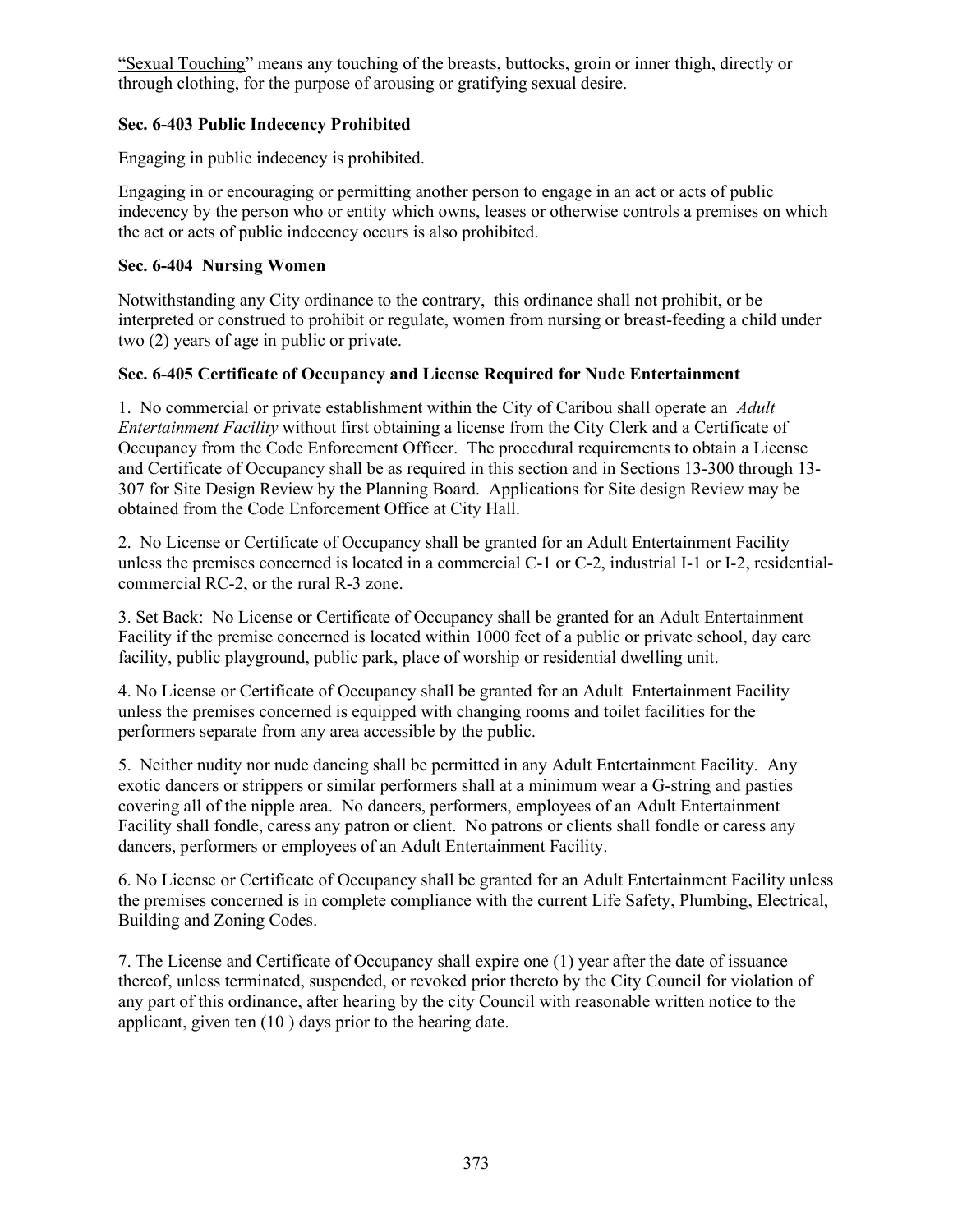"<u>Sexual Touching</u>" means any touching of the breasts, buttocks, groin or inner thigh, directly or through clothing, for the purpose of arousing or gratifying sexual desire.

**Sec. 6-403 Public Indecency Prohibited**

Engaging in public indecency is prohibited.

Engaging in or encouraging or permitting another person to engage in an act or acts of public indecency by the person who or entity which owns, leases or otherwise controls a premises on which the act or acts of public indecency occurs is also prohibited.

**Sec. 6-404 Nursing Women**

Notwithstanding any City ordinance to the contrary, this ordinance shall not prohibit, or be interpreted or construed to prohibit or regulate, women from nursing or breast-feeding a child under two (2) years of age in public or private.

**Sec. 6-405 Certificate of Occupancy and License Required for Nude Entertainment**

1. No commercial or private establishment within the City of Caribou shall operate an *Adult Entertainment Facility* without first obtaining a license from the City Clerk and a Certificate of Occupancy from the Code Enforcement Officer. The procedural requirements to obtain a License and Certificate of Occupancy shall be as required in this section and in Sections 13-300 through 13-307 for Site Design Review by the Planning Board. Applications for Site design Review may be obtained from the Code Enforcement Office at City Hall.

2. No License or Certificate of Occupancy shall be granted for an Adult Entertainment Facility unless the premises concerned is located in a commercial C-1 or C-2, industrial I-1 or I-2, residential-commercial RC-2, or the rural R-3 zone.

3. Set Back: No License or Certificate of Occupancy shall be granted for an Adult Entertainment Facility if the premise concerned is located within 1000 feet of a public or private school, day care facility, public playground, public park, place of worship or residential dwelling unit.

4. No License or Certificate of Occupancy shall be granted for an Adult Entertainment Facility unless the premises concerned is equipped with changing rooms and toilet facilities for the performers separate from any area accessible by the public.

5. Neither nudity nor nude dancing shall be permitted in any Adult Entertainment Facility. Any exotic dancers or strippers or similar performers shall at a minimum wear a G-string and pasties covering all of the nipple area. No dancers, performers, employees of an Adult Entertainment Facility shall fondle, caress any patron or client. No patrons or clients shall fondle or caress any dancers, performers or employees of an Adult Entertainment Facility.

6. No License or Certificate of Occupancy shall be granted for an Adult Entertainment Facility unless the premises concerned is in complete compliance with the current Life Safety, Plumbing, Electrical, Building and Zoning Codes.

7. The License and Certificate of Occupancy shall expire one (1) year after the date of issuance thereof, unless terminated, suspended, or revoked prior thereto by the City Council for violation of any part of this ordinance, after hearing by the city Council with reasonable written notice to the applicant, given ten (10 ) days prior to the hearing date.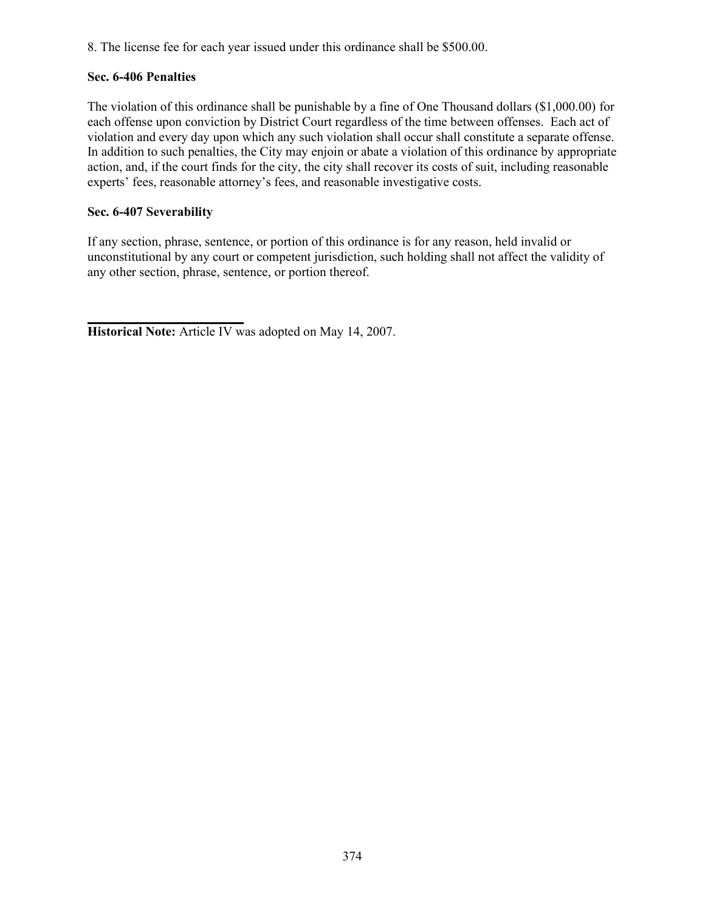8. The license fee for each year issued under this ordinance shall be $500.00.

**Sec. 6-406 Penalties**

The violation of this ordinance shall be punishable by a fine of One Thousand dollars ($1,000.00) for each offense upon conviction by District Court regardless of the time between offenses. Each act of violation and every day upon which any such violation shall occur shall constitute a separate offense. In addition to such penalties, the City may enjoin or abate a violation of this ordinance by appropriate action, and, if the court finds for the city, the city shall recover its costs of suit, including reasonable experts' fees, reasonable attorney's fees, and reasonable investigative costs.

**Sec. 6-407 Severability**

If any section, phrase, sentence, or portion of this ordinance is for any reason, held invalid or unconstitutional by any court or competent jurisdiction, such holding shall not affect the validity of any other section, phrase, sentence, or portion thereof.

---

**Historical Note:** Article IV was adopted on May 14, 2007.